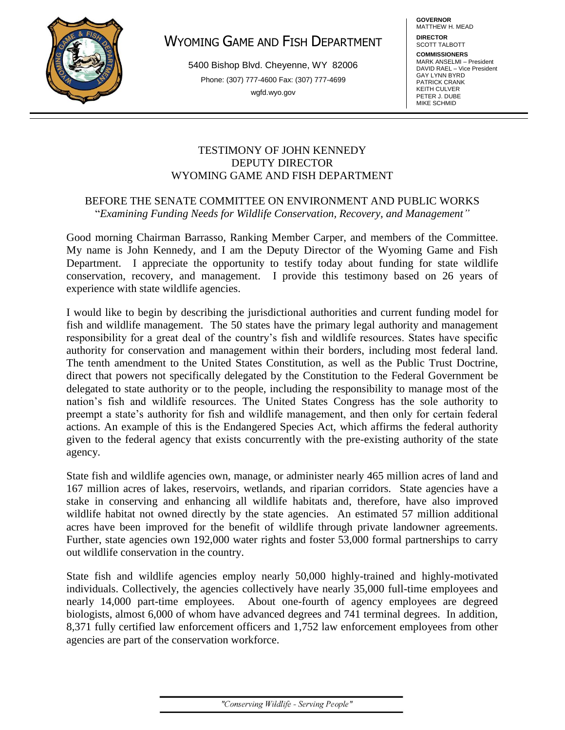# WYOMING GAME AND FISH DEPARTMENT

5400 Bishop Blvd. Cheyenne, WY 82006

Phone: (307) 777-4600 Fax: (307) 777-4699

wgfd.wyo.gov

**GOVERNOR**
MATTHEW H. MEAD

**DIRECTOR**
SCOTT TALBOTT

**COMMISSIONERS**
MARK ANSELMI – President
DAVID RAEL – Vice President
GAY LYNN BYRD
PATRICK CRANK
KEITH CULVER
PETER J. DUBE
MIKE SCHMID

## TESTIMONY OF JOHN KENNEDY
## DEPUTY DIRECTOR
## WYOMING GAME AND FISH DEPARTMENT

### BEFORE THE SENATE COMMITTEE ON ENVIRONMENT AND PUBLIC WORKS
"*Examining Funding Needs for Wildlife Conservation, Recovery, and Management"*

Good morning Chairman Barrasso, Ranking Member Carper, and members of the Committee. My name is John Kennedy, and I am the Deputy Director of the Wyoming Game and Fish Department. I appreciate the opportunity to testify today about funding for state wildlife conservation, recovery, and management. I provide this testimony based on 26 years of experience with state wildlife agencies.

I would like to begin by describing the jurisdictional authorities and current funding model for fish and wildlife management. The 50 states have the primary legal authority and management responsibility for a great deal of the country's fish and wildlife resources. States have specific authority for conservation and management within their borders, including most federal land. The tenth amendment to the United States Constitution, as well as the Public Trust Doctrine, direct that powers not specifically delegated by the Constitution to the Federal Government be delegated to state authority or to the people, including the responsibility to manage most of the nation's fish and wildlife resources. The United States Congress has the sole authority to preempt a state's authority for fish and wildlife management, and then only for certain federal actions. An example of this is the Endangered Species Act, which affirms the federal authority given to the federal agency that exists concurrently with the pre-existing authority of the state agency.

State fish and wildlife agencies own, manage, or administer nearly 465 million acres of land and 167 million acres of lakes, reservoirs, wetlands, and riparian corridors. State agencies have a stake in conserving and enhancing all wildlife habitats and, therefore, have also improved wildlife habitat not owned directly by the state agencies. An estimated 57 million additional acres have been improved for the benefit of wildlife through private landowner agreements. Further, state agencies own 192,000 water rights and foster 53,000 formal partnerships to carry out wildlife conservation in the country.

State fish and wildlife agencies employ nearly 50,000 highly-trained and highly-motivated individuals. Collectively, the agencies collectively have nearly 35,000 full-time employees and nearly 14,000 part-time employees. About one-fourth of agency employees are degreed biologists, almost 6,000 of whom have advanced degrees and 741 terminal degrees. In addition, 8,371 fully certified law enforcement officers and 1,752 law enforcement employees from other agencies are part of the conservation workforce.

*"Conserving Wildlife - Serving People"*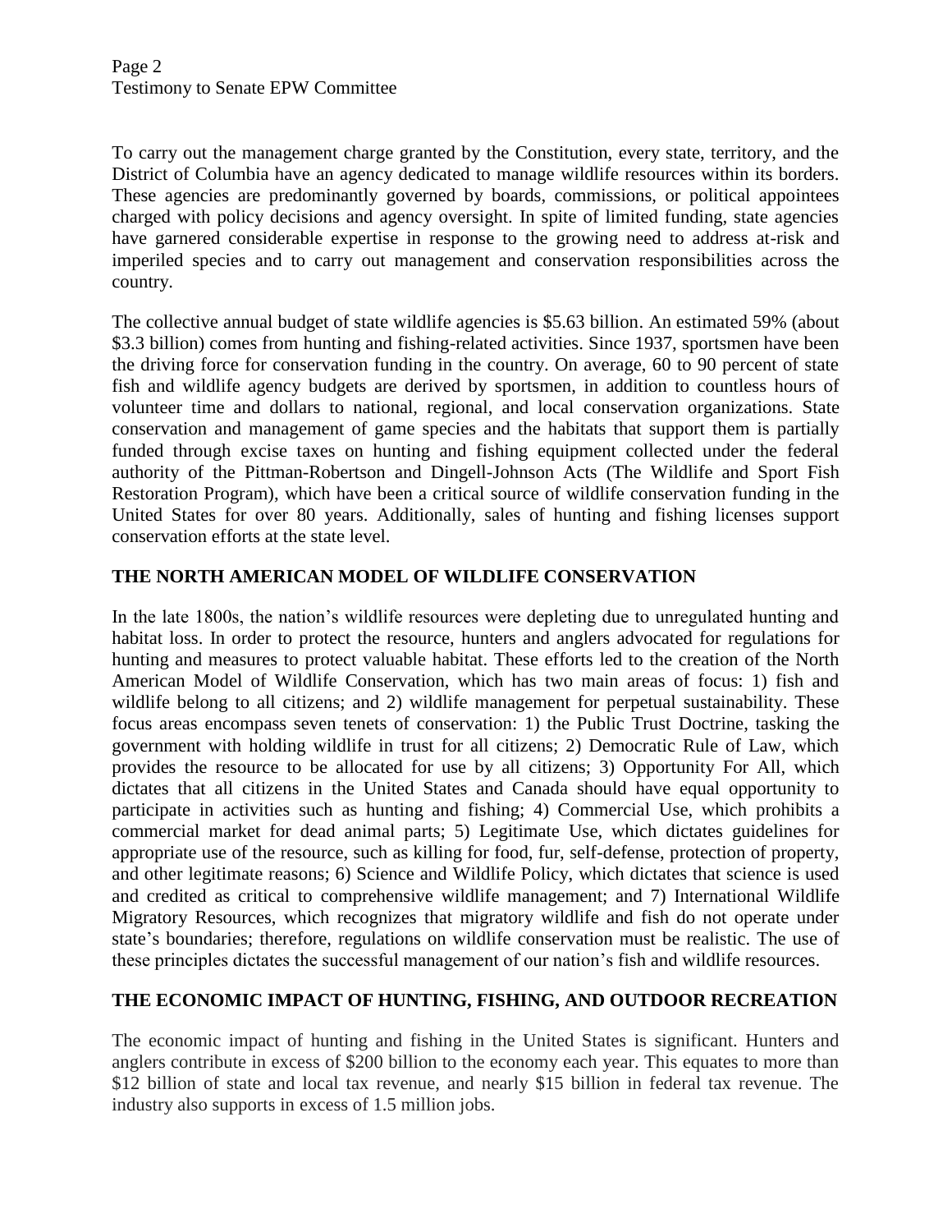To carry out the management charge granted by the Constitution, every state, territory, and the District of Columbia have an agency dedicated to manage wildlife resources within its borders. These agencies are predominantly governed by boards, commissions, or political appointees charged with policy decisions and agency oversight. In spite of limited funding, state agencies have garnered considerable expertise in response to the growing need to address at-risk and imperiled species and to carry out management and conservation responsibilities across the country.

The collective annual budget of state wildlife agencies is $5.63 billion. An estimated 59% (about $3.3 billion) comes from hunting and fishing-related activities. Since 1937, sportsmen have been the driving force for conservation funding in the country. On average, 60 to 90 percent of state fish and wildlife agency budgets are derived by sportsmen, in addition to countless hours of volunteer time and dollars to national, regional, and local conservation organizations. State conservation and management of game species and the habitats that support them is partially funded through excise taxes on hunting and fishing equipment collected under the federal authority of the Pittman-Robertson and Dingell-Johnson Acts (The Wildlife and Sport Fish Restoration Program), which have been a critical source of wildlife conservation funding in the United States for over 80 years. Additionally, sales of hunting and fishing licenses support conservation efforts at the state level.

## THE NORTH AMERICAN MODEL OF WILDLIFE CONSERVATION

In the late 1800s, the nation's wildlife resources were depleting due to unregulated hunting and habitat loss. In order to protect the resource, hunters and anglers advocated for regulations for hunting and measures to protect valuable habitat. These efforts led to the creation of the North American Model of Wildlife Conservation, which has two main areas of focus: 1) fish and wildlife belong to all citizens; and 2) wildlife management for perpetual sustainability. These focus areas encompass seven tenets of conservation: 1) the Public Trust Doctrine, tasking the government with holding wildlife in trust for all citizens; 2) Democratic Rule of Law, which provides the resource to be allocated for use by all citizens; 3) Opportunity For All, which dictates that all citizens in the United States and Canada should have equal opportunity to participate in activities such as hunting and fishing; 4) Commercial Use, which prohibits a commercial market for dead animal parts; 5) Legitimate Use, which dictates guidelines for appropriate use of the resource, such as killing for food, fur, self-defense, protection of property, and other legitimate reasons; 6) Science and Wildlife Policy, which dictates that science is used and credited as critical to comprehensive wildlife management; and 7) International Wildlife Migratory Resources, which recognizes that migratory wildlife and fish do not operate under state's boundaries; therefore, regulations on wildlife conservation must be realistic. The use of these principles dictates the successful management of our nation's fish and wildlife resources.

## THE ECONOMIC IMPACT OF HUNTING, FISHING, AND OUTDOOR RECREATION

The economic impact of hunting and fishing in the United States is significant. Hunters and anglers contribute in excess of $200 billion to the economy each year. This equates to more than $12 billion of state and local tax revenue, and nearly $15 billion in federal tax revenue. The industry also supports in excess of 1.5 million jobs.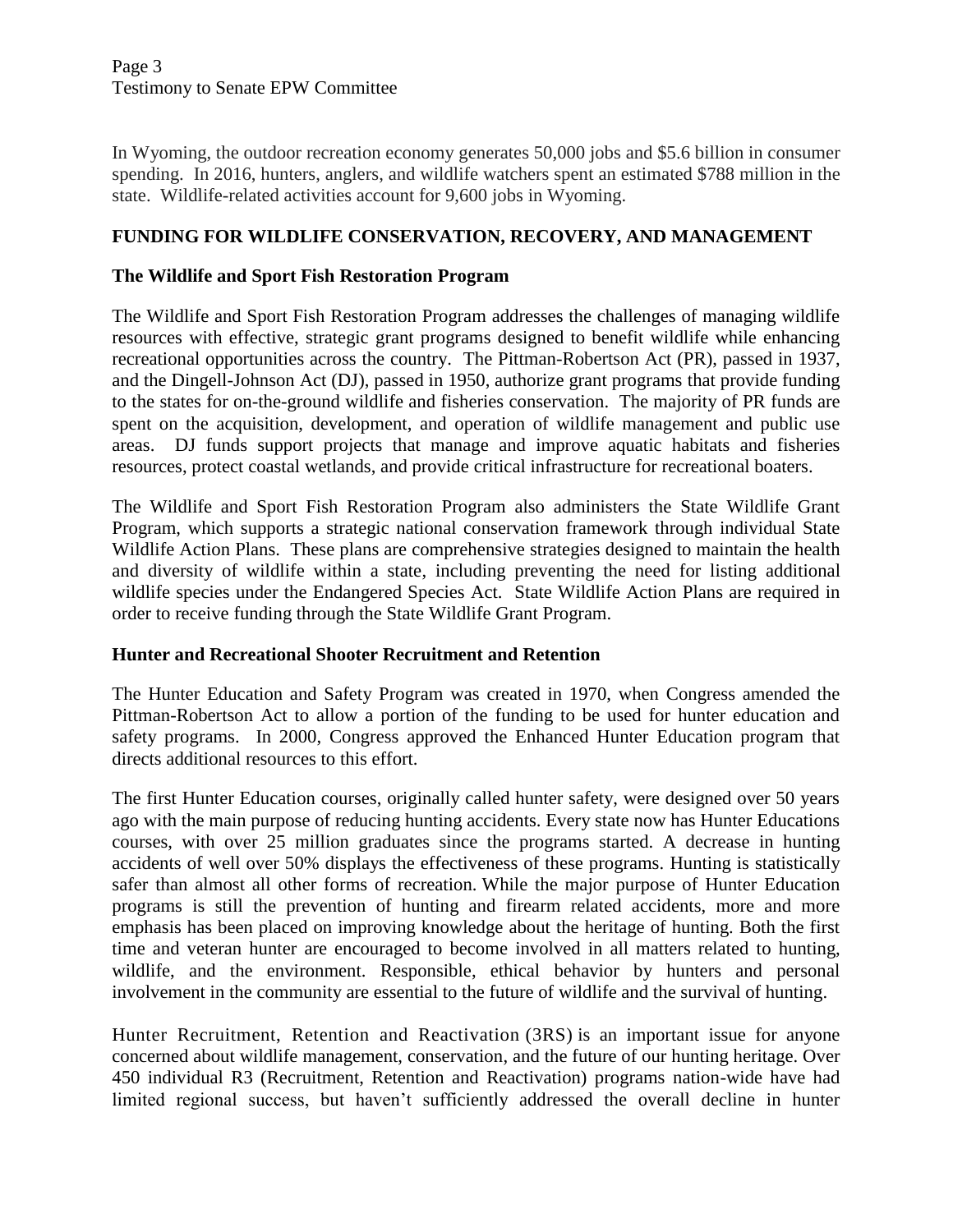In Wyoming, the outdoor recreation economy generates 50,000 jobs and $5.6 billion in consumer spending. In 2016, hunters, anglers, and wildlife watchers spent an estimated $788 million in the state. Wildlife-related activities account for 9,600 jobs in Wyoming.

## FUNDING FOR WILDLIFE CONSERVATION, RECOVERY, AND MANAGEMENT

### The Wildlife and Sport Fish Restoration Program

The Wildlife and Sport Fish Restoration Program addresses the challenges of managing wildlife resources with effective, strategic grant programs designed to benefit wildlife while enhancing recreational opportunities across the country. The Pittman-Robertson Act (PR), passed in 1937, and the Dingell-Johnson Act (DJ), passed in 1950, authorize grant programs that provide funding to the states for on-the-ground wildlife and fisheries conservation. The majority of PR funds are spent on the acquisition, development, and operation of wildlife management and public use areas. DJ funds support projects that manage and improve aquatic habitats and fisheries resources, protect coastal wetlands, and provide critical infrastructure for recreational boaters.

The Wildlife and Sport Fish Restoration Program also administers the State Wildlife Grant Program, which supports a strategic national conservation framework through individual State Wildlife Action Plans. These plans are comprehensive strategies designed to maintain the health and diversity of wildlife within a state, including preventing the need for listing additional wildlife species under the Endangered Species Act. State Wildlife Action Plans are required in order to receive funding through the State Wildlife Grant Program.

### Hunter and Recreational Shooter Recruitment and Retention

The Hunter Education and Safety Program was created in 1970, when Congress amended the Pittman-Robertson Act to allow a portion of the funding to be used for hunter education and safety programs. In 2000, Congress approved the Enhanced Hunter Education program that directs additional resources to this effort.

The first Hunter Education courses, originally called hunter safety, were designed over 50 years ago with the main purpose of reducing hunting accidents. Every state now has Hunter Educations courses, with over 25 million graduates since the programs started. A decrease in hunting accidents of well over 50% displays the effectiveness of these programs. Hunting is statistically safer than almost all other forms of recreation. While the major purpose of Hunter Education programs is still the prevention of hunting and firearm related accidents, more and more emphasis has been placed on improving knowledge about the heritage of hunting. Both the first time and veteran hunter are encouraged to become involved in all matters related to hunting, wildlife, and the environment. Responsible, ethical behavior by hunters and personal involvement in the community are essential to the future of wildlife and the survival of hunting.

Hunter Recruitment, Retention and Reactivation (3RS) is an important issue for anyone concerned about wildlife management, conservation, and the future of our hunting heritage. Over 450 individual R3 (Recruitment, Retention and Reactivation) programs nation-wide have had limited regional success, but haven't sufficiently addressed the overall decline in hunter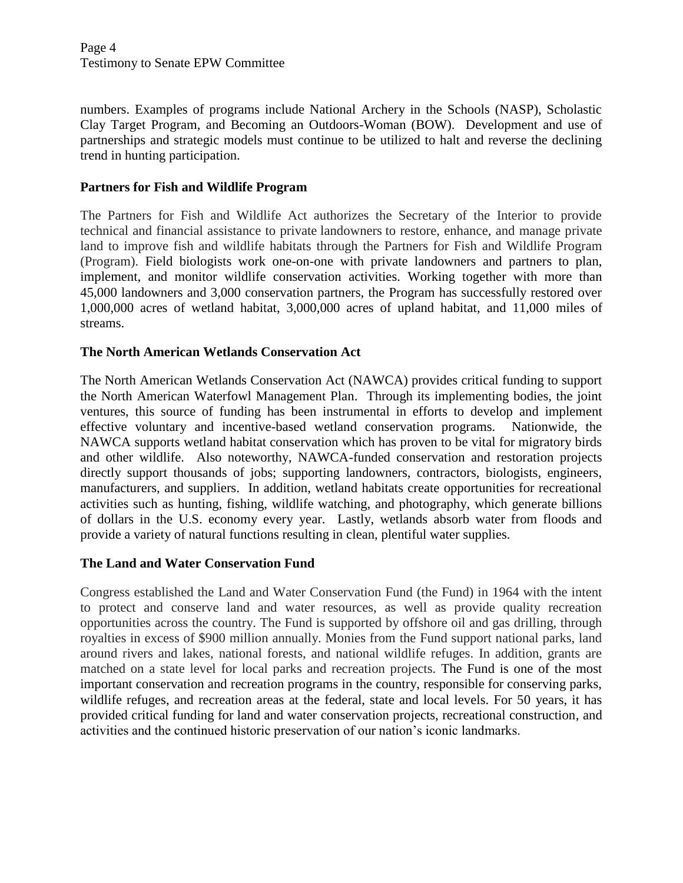numbers. Examples of programs include National Archery in the Schools (NASP), Scholastic Clay Target Program, and Becoming an Outdoors-Woman (BOW). Development and use of partnerships and strategic models must continue to be utilized to halt and reverse the declining trend in hunting participation.

### Partners for Fish and Wildlife Program

The Partners for Fish and Wildlife Act authorizes the Secretary of the Interior to provide technical and financial assistance to private landowners to restore, enhance, and manage private land to improve fish and wildlife habitats through the Partners for Fish and Wildlife Program (Program). Field biologists work one-on-one with private landowners and partners to plan, implement, and monitor wildlife conservation activities. Working together with more than 45,000 landowners and 3,000 conservation partners, the Program has successfully restored over 1,000,000 acres of wetland habitat, 3,000,000 acres of upland habitat, and 11,000 miles of streams.

### The North American Wetlands Conservation Act

The North American Wetlands Conservation Act (NAWCA) provides critical funding to support the North American Waterfowl Management Plan. Through its implementing bodies, the joint ventures, this source of funding has been instrumental in efforts to develop and implement effective voluntary and incentive-based wetland conservation programs. Nationwide, the NAWCA supports wetland habitat conservation which has proven to be vital for migratory birds and other wildlife. Also noteworthy, NAWCA-funded conservation and restoration projects directly support thousands of jobs; supporting landowners, contractors, biologists, engineers, manufacturers, and suppliers. In addition, wetland habitats create opportunities for recreational activities such as hunting, fishing, wildlife watching, and photography, which generate billions of dollars in the U.S. economy every year. Lastly, wetlands absorb water from floods and provide a variety of natural functions resulting in clean, plentiful water supplies.

### The Land and Water Conservation Fund

Congress established the Land and Water Conservation Fund (the Fund) in 1964 with the intent to protect and conserve land and water resources, as well as provide quality recreation opportunities across the country. The Fund is supported by offshore oil and gas drilling, through royalties in excess of $900 million annually. Monies from the Fund support national parks, land around rivers and lakes, national forests, and national wildlife refuges. In addition, grants are matched on a state level for local parks and recreation projects. The Fund is one of the most important conservation and recreation programs in the country, responsible for conserving parks, wildlife refuges, and recreation areas at the federal, state and local levels. For 50 years, it has provided critical funding for land and water conservation projects, recreational construction, and activities and the continued historic preservation of our nation's iconic landmarks.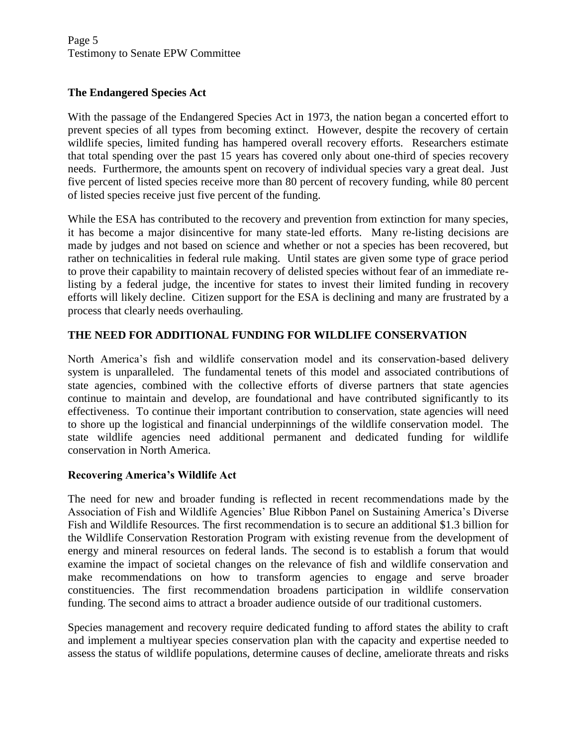## The Endangered Species Act

With the passage of the Endangered Species Act in 1973, the nation began a concerted effort to prevent species of all types from becoming extinct. However, despite the recovery of certain wildlife species, limited funding has hampered overall recovery efforts. Researchers estimate that total spending over the past 15 years has covered only about one-third of species recovery needs. Furthermore, the amounts spent on recovery of individual species vary a great deal. Just five percent of listed species receive more than 80 percent of recovery funding, while 80 percent of listed species receive just five percent of the funding.

While the ESA has contributed to the recovery and prevention from extinction for many species, it has become a major disincentive for many state-led efforts. Many re-listing decisions are made by judges and not based on science and whether or not a species has been recovered, but rather on technicalities in federal rule making. Until states are given some type of grace period to prove their capability to maintain recovery of delisted species without fear of an immediate re-listing by a federal judge, the incentive for states to invest their limited funding in recovery efforts will likely decline. Citizen support for the ESA is declining and many are frustrated by a process that clearly needs overhauling.

## THE NEED FOR ADDITIONAL FUNDING FOR WILDLIFE CONSERVATION

North America's fish and wildlife conservation model and its conservation-based delivery system is unparalleled. The fundamental tenets of this model and associated contributions of state agencies, combined with the collective efforts of diverse partners that state agencies continue to maintain and develop, are foundational and have contributed significantly to its effectiveness. To continue their important contribution to conservation, state agencies will need to shore up the logistical and financial underpinnings of the wildlife conservation model. The state wildlife agencies need additional permanent and dedicated funding for wildlife conservation in North America.

## Recovering America's Wildlife Act

The need for new and broader funding is reflected in recent recommendations made by the Association of Fish and Wildlife Agencies' Blue Ribbon Panel on Sustaining America's Diverse Fish and Wildlife Resources. The first recommendation is to secure an additional $1.3 billion for the Wildlife Conservation Restoration Program with existing revenue from the development of energy and mineral resources on federal lands. The second is to establish a forum that would examine the impact of societal changes on the relevance of fish and wildlife conservation and make recommendations on how to transform agencies to engage and serve broader constituencies. The first recommendation broadens participation in wildlife conservation funding. The second aims to attract a broader audience outside of our traditional customers.

Species management and recovery require dedicated funding to afford states the ability to craft and implement a multiyear species conservation plan with the capacity and expertise needed to assess the status of wildlife populations, determine causes of decline, ameliorate threats and risks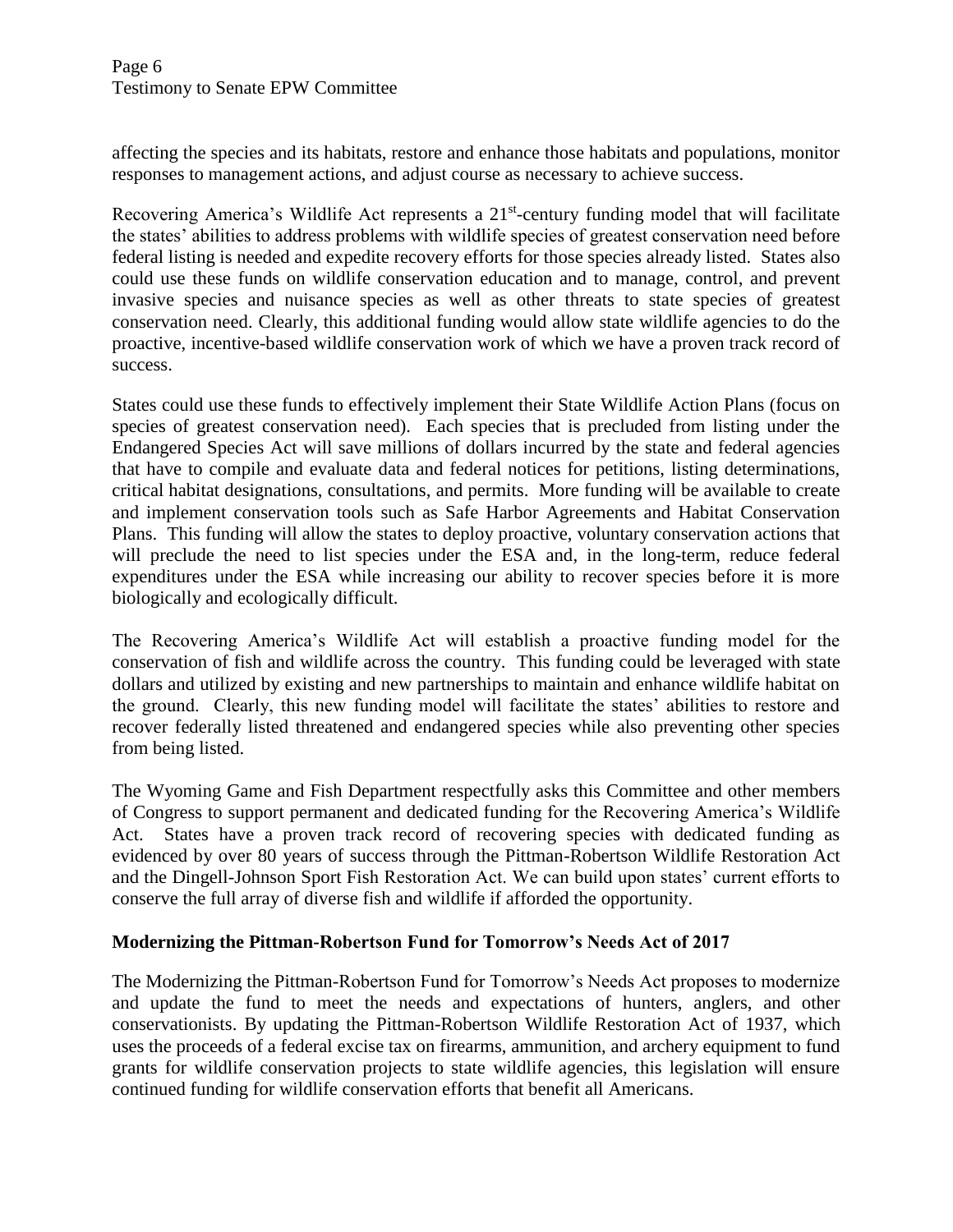affecting the species and its habitats, restore and enhance those habitats and populations, monitor responses to management actions, and adjust course as necessary to achieve success.

Recovering America's Wildlife Act represents a 21st-century funding model that will facilitate the states' abilities to address problems with wildlife species of greatest conservation need before federal listing is needed and expedite recovery efforts for those species already listed. States also could use these funds on wildlife conservation education and to manage, control, and prevent invasive species and nuisance species as well as other threats to state species of greatest conservation need. Clearly, this additional funding would allow state wildlife agencies to do the proactive, incentive-based wildlife conservation work of which we have a proven track record of success.

States could use these funds to effectively implement their State Wildlife Action Plans (focus on species of greatest conservation need). Each species that is precluded from listing under the Endangered Species Act will save millions of dollars incurred by the state and federal agencies that have to compile and evaluate data and federal notices for petitions, listing determinations, critical habitat designations, consultations, and permits. More funding will be available to create and implement conservation tools such as Safe Harbor Agreements and Habitat Conservation Plans. This funding will allow the states to deploy proactive, voluntary conservation actions that will preclude the need to list species under the ESA and, in the long-term, reduce federal expenditures under the ESA while increasing our ability to recover species before it is more biologically and ecologically difficult.

The Recovering America's Wildlife Act will establish a proactive funding model for the conservation of fish and wildlife across the country. This funding could be leveraged with state dollars and utilized by existing and new partnerships to maintain and enhance wildlife habitat on the ground. Clearly, this new funding model will facilitate the states' abilities to restore and recover federally listed threatened and endangered species while also preventing other species from being listed.

The Wyoming Game and Fish Department respectfully asks this Committee and other members of Congress to support permanent and dedicated funding for the Recovering America's Wildlife Act. States have a proven track record of recovering species with dedicated funding as evidenced by over 80 years of success through the Pittman-Robertson Wildlife Restoration Act and the Dingell-Johnson Sport Fish Restoration Act. We can build upon states' current efforts to conserve the full array of diverse fish and wildlife if afforded the opportunity.

**Modernizing the Pittman-Robertson Fund for Tomorrow's Needs Act of 2017**

The Modernizing the Pittman-Robertson Fund for Tomorrow's Needs Act proposes to modernize and update the fund to meet the needs and expectations of hunters, anglers, and other conservationists. By updating the Pittman-Robertson Wildlife Restoration Act of 1937, which uses the proceeds of a federal excise tax on firearms, ammunition, and archery equipment to fund grants for wildlife conservation projects to state wildlife agencies, this legislation will ensure continued funding for wildlife conservation efforts that benefit all Americans.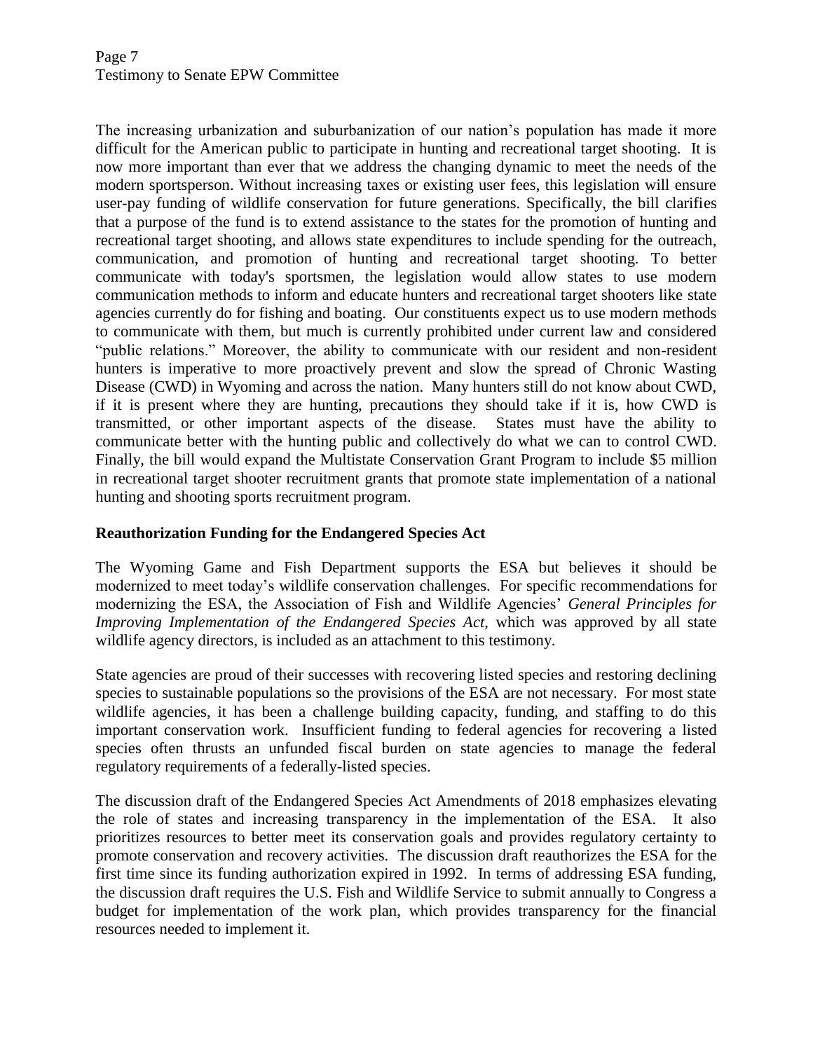The increasing urbanization and suburbanization of our nation's population has made it more difficult for the American public to participate in hunting and recreational target shooting. It is now more important than ever that we address the changing dynamic to meet the needs of the modern sportsperson. Without increasing taxes or existing user fees, this legislation will ensure user-pay funding of wildlife conservation for future generations. Specifically, the bill clarifies that a purpose of the fund is to extend assistance to the states for the promotion of hunting and recreational target shooting, and allows state expenditures to include spending for the outreach, communication, and promotion of hunting and recreational target shooting. To better communicate with today's sportsmen, the legislation would allow states to use modern communication methods to inform and educate hunters and recreational target shooters like state agencies currently do for fishing and boating. Our constituents expect us to use modern methods to communicate with them, but much is currently prohibited under current law and considered "public relations." Moreover, the ability to communicate with our resident and non-resident hunters is imperative to more proactively prevent and slow the spread of Chronic Wasting Disease (CWD) in Wyoming and across the nation. Many hunters still do not know about CWD, if it is present where they are hunting, precautions they should take if it is, how CWD is transmitted, or other important aspects of the disease. States must have the ability to communicate better with the hunting public and collectively do what we can to control CWD. Finally, the bill would expand the Multistate Conservation Grant Program to include $5 million in recreational target shooter recruitment grants that promote state implementation of a national hunting and shooting sports recruitment program.

**Reauthorization Funding for the Endangered Species Act**

The Wyoming Game and Fish Department supports the ESA but believes it should be modernized to meet today's wildlife conservation challenges. For specific recommendations for modernizing the ESA, the Association of Fish and Wildlife Agencies' *General Principles for Improving Implementation of the Endangered Species Act*, which was approved by all state wildlife agency directors, is included as an attachment to this testimony.

State agencies are proud of their successes with recovering listed species and restoring declining species to sustainable populations so the provisions of the ESA are not necessary. For most state wildlife agencies, it has been a challenge building capacity, funding, and staffing to do this important conservation work. Insufficient funding to federal agencies for recovering a listed species often thrusts an unfunded fiscal burden on state agencies to manage the federal regulatory requirements of a federally-listed species.

The discussion draft of the Endangered Species Act Amendments of 2018 emphasizes elevating the role of states and increasing transparency in the implementation of the ESA. It also prioritizes resources to better meet its conservation goals and provides regulatory certainty to promote conservation and recovery activities. The discussion draft reauthorizes the ESA for the first time since its funding authorization expired in 1992. In terms of addressing ESA funding, the discussion draft requires the U.S. Fish and Wildlife Service to submit annually to Congress a budget for implementation of the work plan, which provides transparency for the financial resources needed to implement it.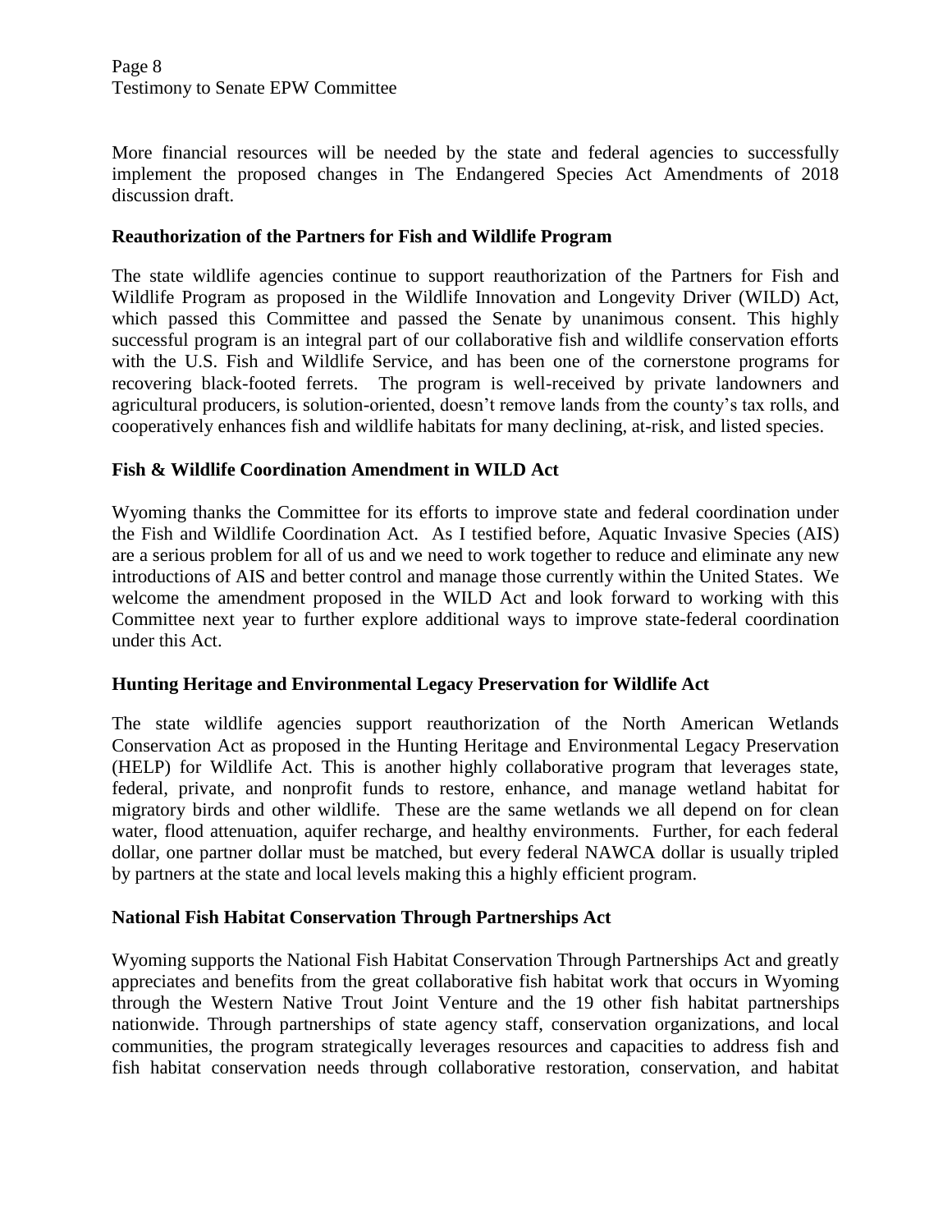More financial resources will be needed by the state and federal agencies to successfully implement the proposed changes in The Endangered Species Act Amendments of 2018 discussion draft.

**Reauthorization of the Partners for Fish and Wildlife Program**

The state wildlife agencies continue to support reauthorization of the Partners for Fish and Wildlife Program as proposed in the Wildlife Innovation and Longevity Driver (WILD) Act, which passed this Committee and passed the Senate by unanimous consent. This highly successful program is an integral part of our collaborative fish and wildlife conservation efforts with the U.S. Fish and Wildlife Service, and has been one of the cornerstone programs for recovering black-footed ferrets. The program is well-received by private landowners and agricultural producers, is solution-oriented, doesn't remove lands from the county's tax rolls, and cooperatively enhances fish and wildlife habitats for many declining, at-risk, and listed species.

**Fish & Wildlife Coordination Amendment in WILD Act**

Wyoming thanks the Committee for its efforts to improve state and federal coordination under the Fish and Wildlife Coordination Act. As I testified before, Aquatic Invasive Species (AIS) are a serious problem for all of us and we need to work together to reduce and eliminate any new introductions of AIS and better control and manage those currently within the United States. We welcome the amendment proposed in the WILD Act and look forward to working with this Committee next year to further explore additional ways to improve state-federal coordination under this Act.

**Hunting Heritage and Environmental Legacy Preservation for Wildlife Act**

The state wildlife agencies support reauthorization of the North American Wetlands Conservation Act as proposed in the Hunting Heritage and Environmental Legacy Preservation (HELP) for Wildlife Act. This is another highly collaborative program that leverages state, federal, private, and nonprofit funds to restore, enhance, and manage wetland habitat for migratory birds and other wildlife. These are the same wetlands we all depend on for clean water, flood attenuation, aquifer recharge, and healthy environments. Further, for each federal dollar, one partner dollar must be matched, but every federal NAWCA dollar is usually tripled by partners at the state and local levels making this a highly efficient program.

**National Fish Habitat Conservation Through Partnerships Act**

Wyoming supports the National Fish Habitat Conservation Through Partnerships Act and greatly appreciates and benefits from the great collaborative fish habitat work that occurs in Wyoming through the Western Native Trout Joint Venture and the 19 other fish habitat partnerships nationwide. Through partnerships of state agency staff, conservation organizations, and local communities, the program strategically leverages resources and capacities to address fish and fish habitat conservation needs through collaborative restoration, conservation, and habitat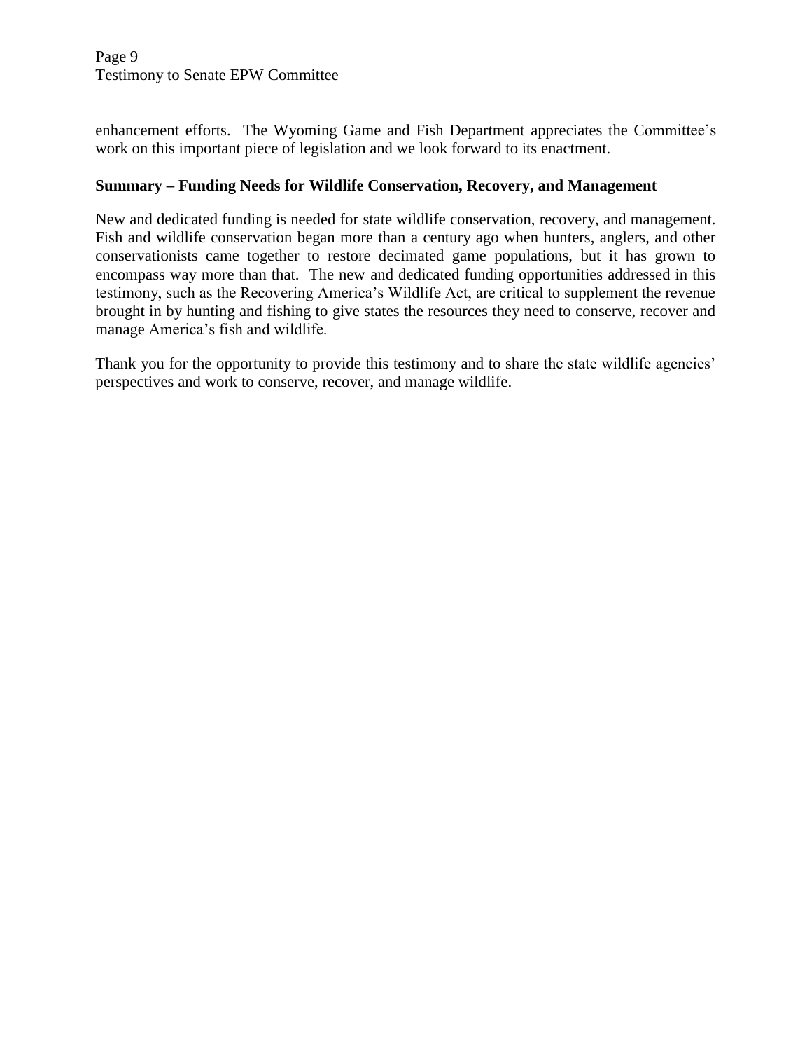enhancement efforts. The Wyoming Game and Fish Department appreciates the Committee's work on this important piece of legislation and we look forward to its enactment.

**Summary – Funding Needs for Wildlife Conservation, Recovery, and Management**

New and dedicated funding is needed for state wildlife conservation, recovery, and management. Fish and wildlife conservation began more than a century ago when hunters, anglers, and other conservationists came together to restore decimated game populations, but it has grown to encompass way more than that. The new and dedicated funding opportunities addressed in this testimony, such as the Recovering America's Wildlife Act, are critical to supplement the revenue brought in by hunting and fishing to give states the resources they need to conserve, recover and manage America's fish and wildlife.

Thank you for the opportunity to provide this testimony and to share the state wildlife agencies' perspectives and work to conserve, recover, and manage wildlife.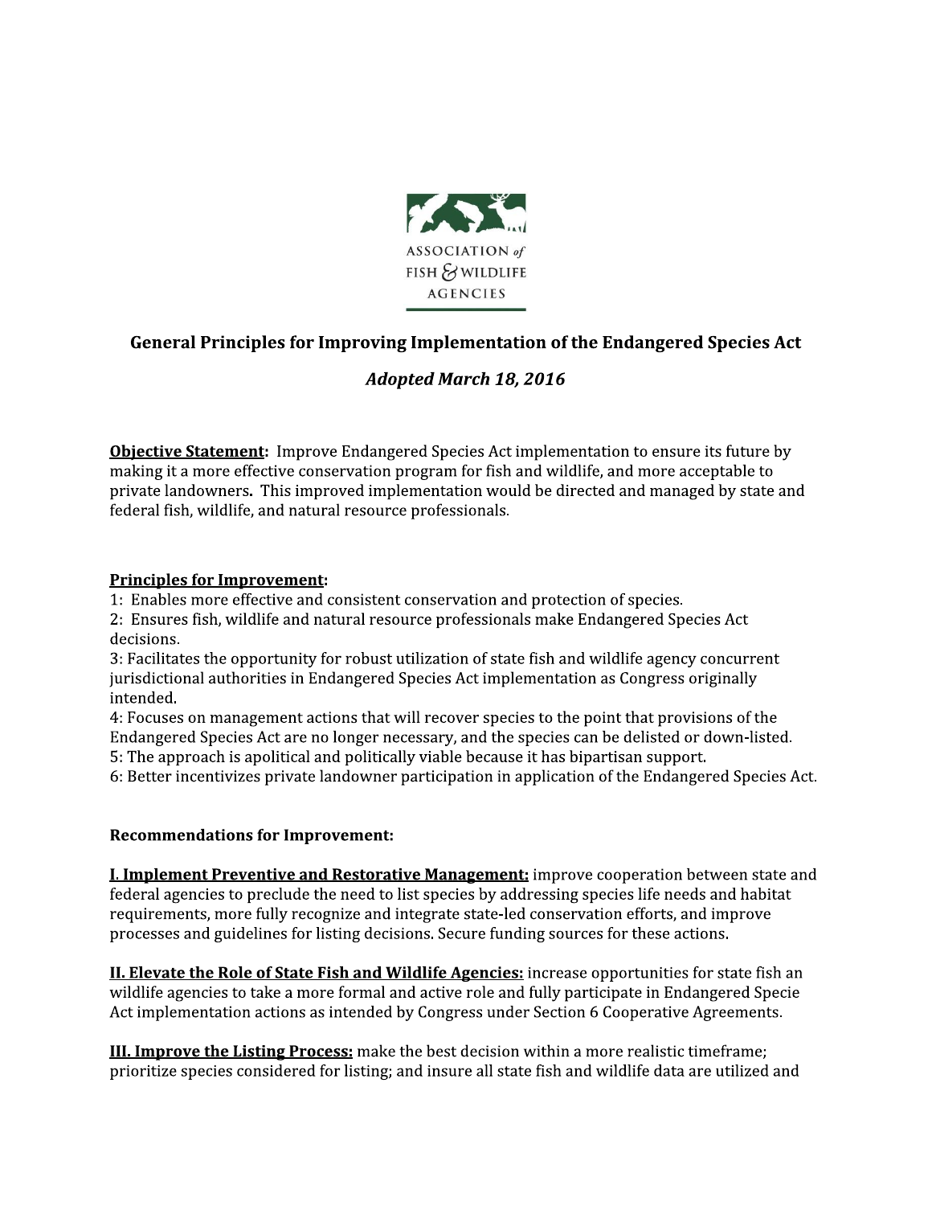ASSOCIATION *of* FISH & WILDLIFE AGENCIES

## General Principles for Improving Implementation of the Endangered Species Act

### *Adopted March 18, 2016*

**Objective Statement**: Improve Endangered Species Act implementation to ensure its future by making it a more effective conservation program for fish and wildlife, and more acceptable to private landowners. This improved implementation would be directed and managed by state and federal fish, wildlife, and natural resource professionals.

**Principles for Improvement**:

1: Enables more effective and consistent conservation and protection of species.
2: Ensures fish, wildlife and natural resource professionals make Endangered Species Act decisions.
3: Facilitates the opportunity for robust utilization of state fish and wildlife agency concurrent jurisdictional authorities in Endangered Species Act implementation as Congress originally intended.
4: Focuses on management actions that will recover species to the point that provisions of the Endangered Species Act are no longer necessary, and the species can be delisted or down-listed.
5: The approach is apolitical and politically viable because it has bipartisan support.
6: Better incentivizes private landowner participation in application of the Endangered Species Act.

**Recommendations for Improvement:**

**I. Implement Preventive and Restorative Management:** improve cooperation between state and federal agencies to preclude the need to list species by addressing species life needs and habitat requirements, more fully recognize and integrate state-led conservation efforts, and improve processes and guidelines for listing decisions. Secure funding sources for these actions.

**II. Elevate the Role of State Fish and Wildlife Agencies:** increase opportunities for state fish an wildlife agencies to take a more formal and active role and fully participate in Endangered Specie Act implementation actions as intended by Congress under Section 6 Cooperative Agreements.

**III. Improve the Listing Process:** make the best decision within a more realistic timeframe; prioritize species considered for listing; and insure all state fish and wildlife data are utilized and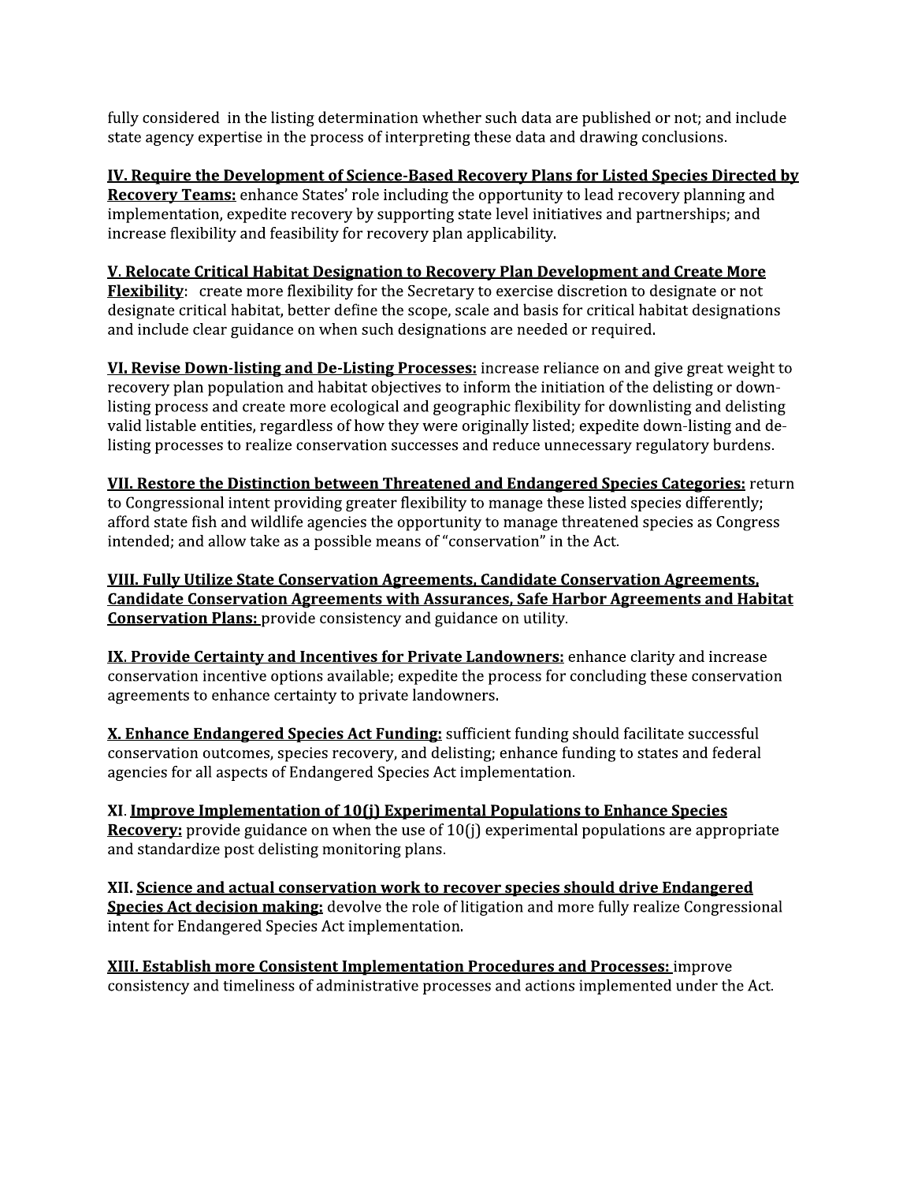fully considered in the listing determination whether such data are published or not; and include state agency expertise in the process of interpreting these data and drawing conclusions.

**IV. Require the Development of Science-Based Recovery Plans for Listed Species Directed by Recovery Teams:** enhance States' role including the opportunity to lead recovery planning and implementation, expedite recovery by supporting state level initiatives and partnerships; and increase flexibility and feasibility for recovery plan applicability.

**V. Relocate Critical Habitat Designation to Recovery Plan Development and Create More Flexibility**: create more flexibility for the Secretary to exercise discretion to designate or not designate critical habitat, better define the scope, scale and basis for critical habitat designations and include clear guidance on when such designations are needed or required.

**VI. Revise Down-listing and De-Listing Processes:** increase reliance on and give great weight to recovery plan population and habitat objectives to inform the initiation of the delisting or down-listing process and create more ecological and geographic flexibility for downlisting and delisting valid listable entities, regardless of how they were originally listed; expedite down-listing and de-listing processes to realize conservation successes and reduce unnecessary regulatory burdens.

**VII. Restore the Distinction between Threatened and Endangered Species Categories:** return to Congressional intent providing greater flexibility to manage these listed species differently; afford state fish and wildlife agencies the opportunity to manage threatened species as Congress intended; and allow take as a possible means of "conservation" in the Act.

**VIII. Fully Utilize State Conservation Agreements, Candidate Conservation Agreements, Candidate Conservation Agreements with Assurances, Safe Harbor Agreements and Habitat Conservation Plans:** provide consistency and guidance on utility.

**IX. Provide Certainty and Incentives for Private Landowners:** enhance clarity and increase conservation incentive options available; expedite the process for concluding these conservation agreements to enhance certainty to private landowners.

**X. Enhance Endangered Species Act Funding:** sufficient funding should facilitate successful conservation outcomes, species recovery, and delisting; enhance funding to states and federal agencies for all aspects of Endangered Species Act implementation.

**XI. Improve Implementation of 10(j) Experimental Populations to Enhance Species Recovery:** provide guidance on when the use of 10(j) experimental populations are appropriate and standardize post delisting monitoring plans.

**XII. Science and actual conservation work to recover species should drive Endangered Species Act decision making:** devolve the role of litigation and more fully realize Congressional intent for Endangered Species Act implementation.

**XIII. Establish more Consistent Implementation Procedures and Processes:** improve consistency and timeliness of administrative processes and actions implemented under the Act.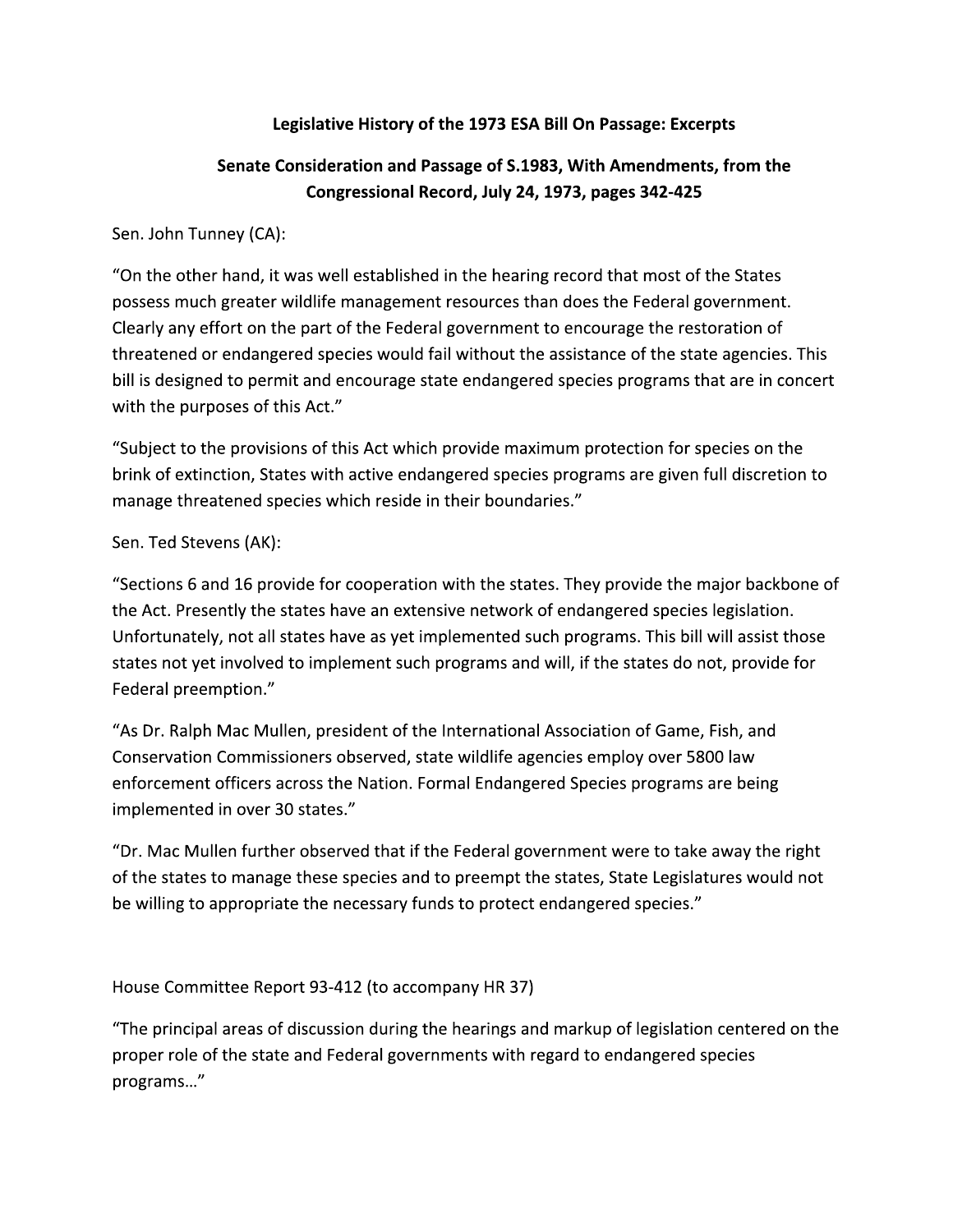## Legislative History of the 1973 ESA Bill On Passage: Excerpts

## Senate Consideration and Passage of S.1983, With Amendments, from the Congressional Record, July 24, 1973, pages 342-425

Sen. John Tunney (CA):

"On the other hand, it was well established in the hearing record that most of the States possess much greater wildlife management resources than does the Federal government. Clearly any effort on the part of the Federal government to encourage the restoration of threatened or endangered species would fail without the assistance of the state agencies. This bill is designed to permit and encourage state endangered species programs that are in concert with the purposes of this Act."

"Subject to the provisions of this Act which provide maximum protection for species on the brink of extinction, States with active endangered species programs are given full discretion to manage threatened species which reside in their boundaries."

Sen. Ted Stevens (AK):

"Sections 6 and 16 provide for cooperation with the states. They provide the major backbone of the Act. Presently the states have an extensive network of endangered species legislation. Unfortunately, not all states have as yet implemented such programs. This bill will assist those states not yet involved to implement such programs and will, if the states do not, provide for Federal preemption."

"As Dr. Ralph Mac Mullen, president of the International Association of Game, Fish, and Conservation Commissioners observed, state wildlife agencies employ over 5800 law enforcement officers across the Nation. Formal Endangered Species programs are being implemented in over 30 states."

"Dr. Mac Mullen further observed that if the Federal government were to take away the right of the states to manage these species and to preempt the states, State Legislatures would not be willing to appropriate the necessary funds to protect endangered species."

House Committee Report 93-412 (to accompany HR 37)

"The principal areas of discussion during the hearings and markup of legislation centered on the proper role of the state and Federal governments with regard to endangered species programs…"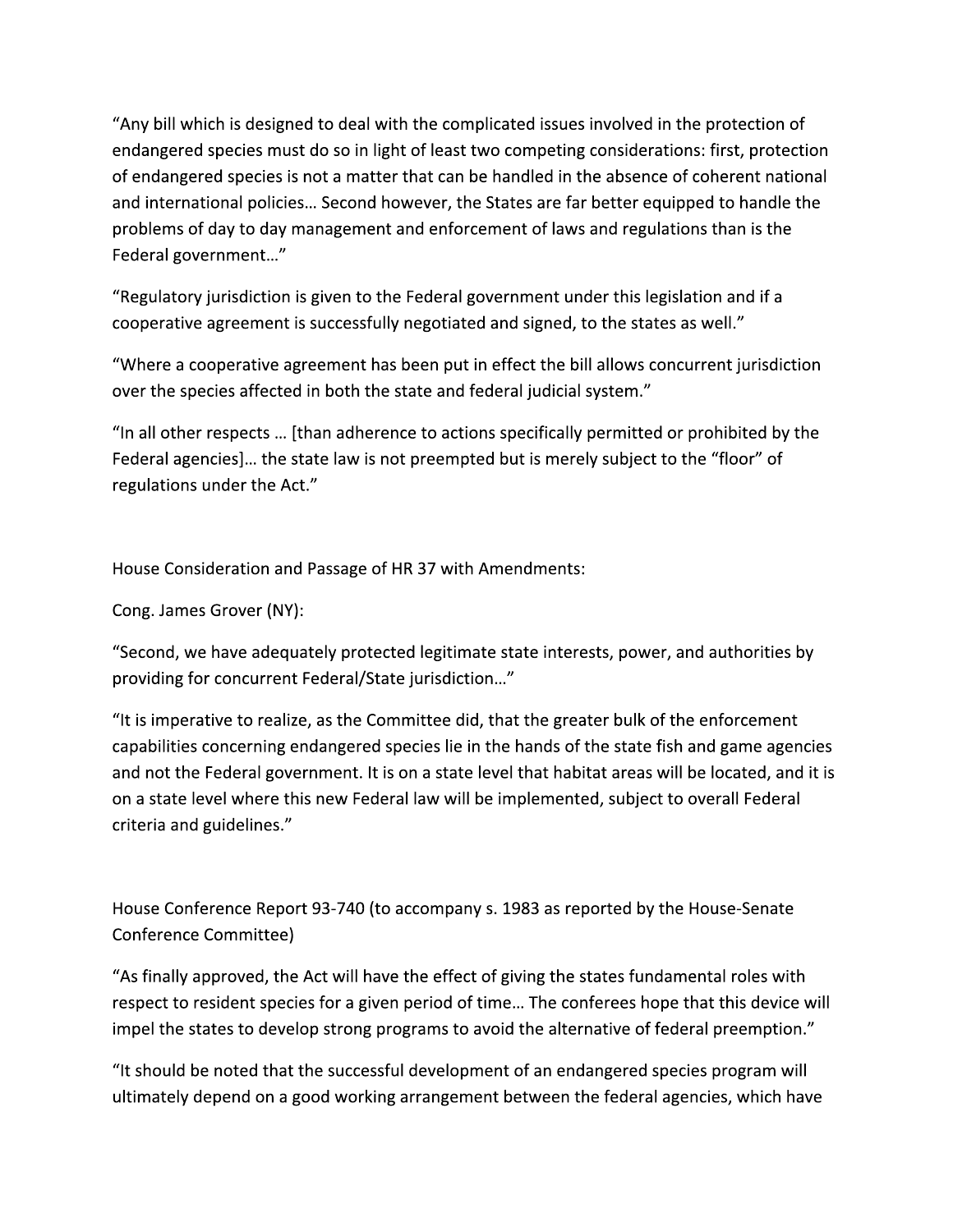"Any bill which is designed to deal with the complicated issues involved in the protection of endangered species must do so in light of least two competing considerations: first, protection of endangered species is not a matter that can be handled in the absence of coherent national and international policies… Second however, the States are far better equipped to handle the problems of day to day management and enforcement of laws and regulations than is the Federal government…"

"Regulatory jurisdiction is given to the Federal government under this legislation and if a cooperative agreement is successfully negotiated and signed, to the states as well."

"Where a cooperative agreement has been put in effect the bill allows concurrent jurisdiction over the species affected in both the state and federal judicial system."

"In all other respects … [than adherence to actions specifically permitted or prohibited by the Federal agencies]… the state law is not preempted but is merely subject to the "floor" of regulations under the Act."

House Consideration and Passage of HR 37 with Amendments:

Cong. James Grover (NY):

"Second, we have adequately protected legitimate state interests, power, and authorities by providing for concurrent Federal/State jurisdiction…"

"It is imperative to realize, as the Committee did, that the greater bulk of the enforcement capabilities concerning endangered species lie in the hands of the state fish and game agencies and not the Federal government. It is on a state level that habitat areas will be located, and it is on a state level where this new Federal law will be implemented, subject to overall Federal criteria and guidelines."

House Conference Report 93-740 (to accompany s. 1983 as reported by the House-Senate Conference Committee)

"As finally approved, the Act will have the effect of giving the states fundamental roles with respect to resident species for a given period of time… The conferees hope that this device will impel the states to develop strong programs to avoid the alternative of federal preemption."

"It should be noted that the successful development of an endangered species program will ultimately depend on a good working arrangement between the federal agencies, which have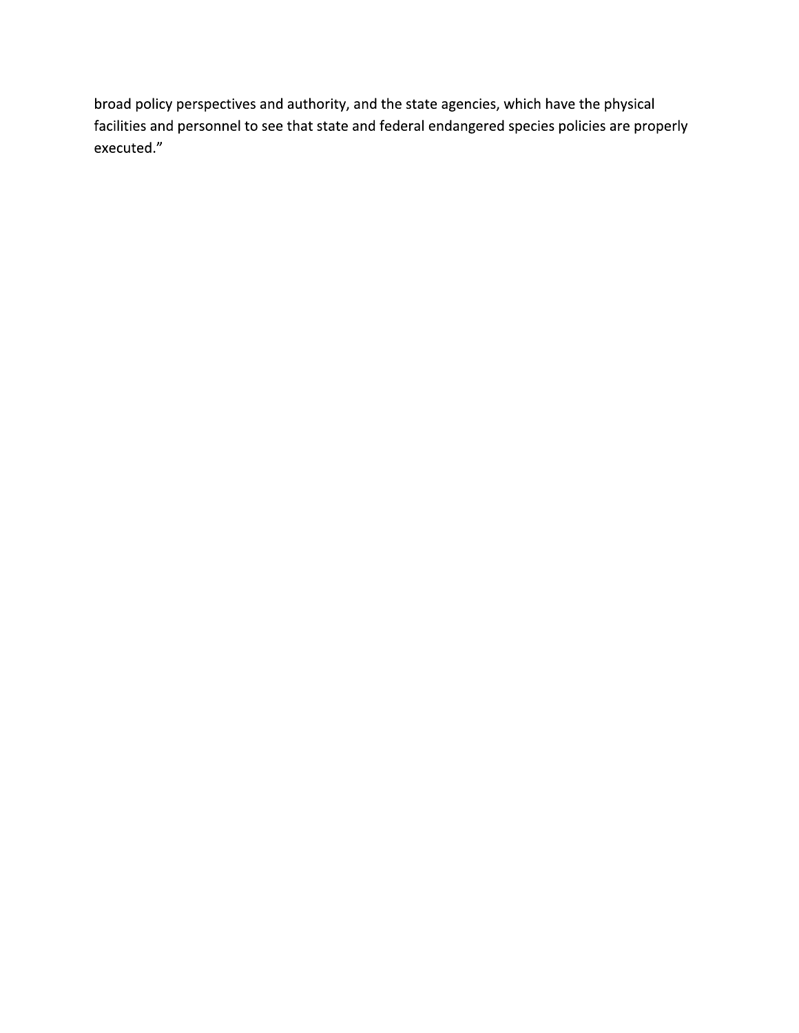broad policy perspectives and authority, and the state agencies, which have the physical facilities and personnel to see that state and federal endangered species policies are properly executed."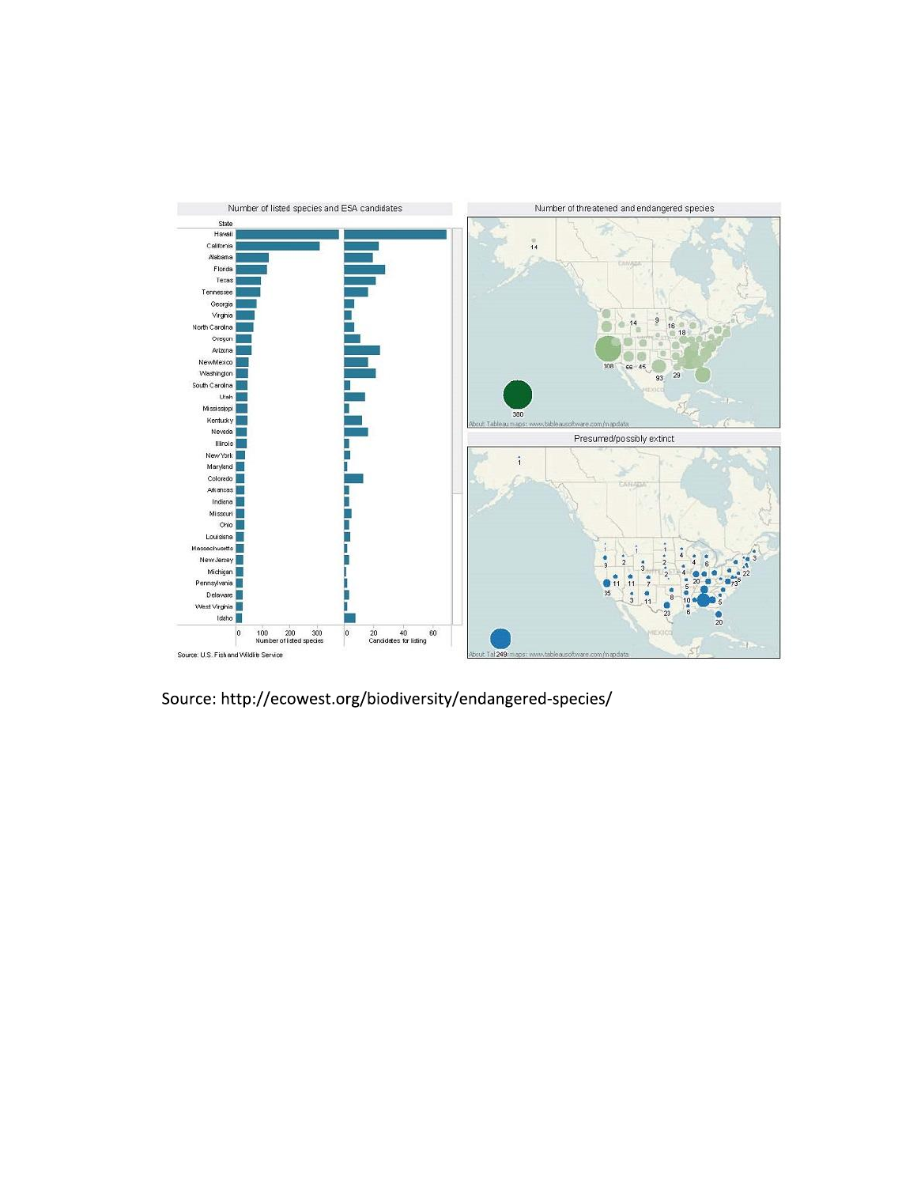Number of listed species and ESA candidates

State

Hawaii
California
Alabama
Florida
Texas
Tennessee
Georgia
Virginia
North Carolina
Oregon
Arizona
New Mexico
Washington
South Carolina
Utah
Mississippi
Kentucky
Nevada
Illinois
New York
Maryland
Colorado
Arkansas
Indiana
Missouri
Ohio
Louisiana
Massachusetts
New Jersey
Michigan
Pennsylvania
Delaware
West Virginia
Idaho

0 100 200 300
Number of listed species

0 20 40 60
Candidates for listing

Source: U.S. Fish and Wildlife Service

Number of threatened and endangered species

14 14 9 16 18 308 66 45 93 29 380

About Tableau maps: www.tableausoftware.com/mapdata

Presumed/possibly extinct

1 1 1 1 4 4 9 2 3 2 6 3 4 22 11 11 7 20 73 35 5 3 11 8 10 5 23 6 20 249

About Tableau maps: www.tableausoftware.com/mapdata

Source: http://ecowest.org/biodiversity/endangered-species/